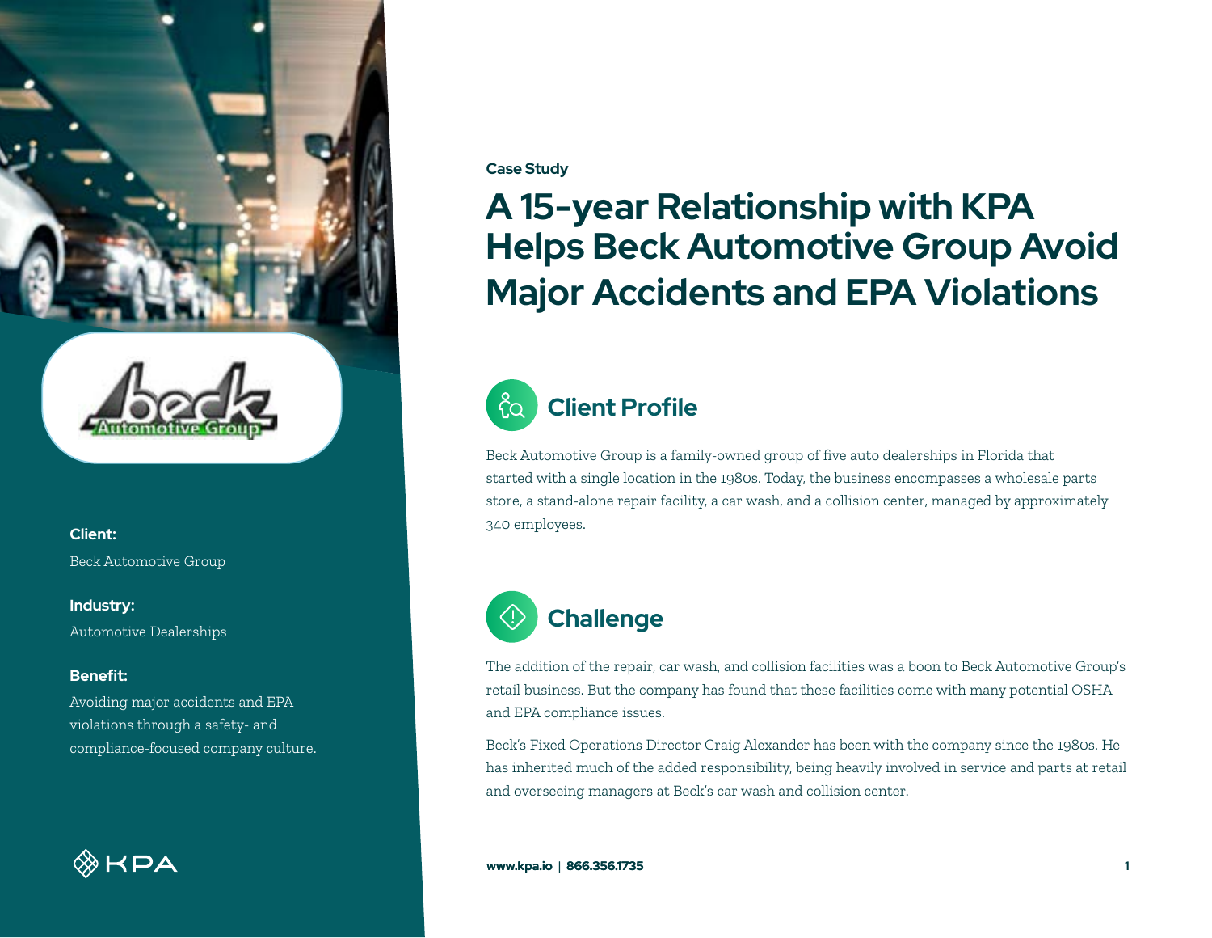**Client:**

Beck Automotive Group

**Industry:**

Automotive Dealerships

**Benefit:**

Avoiding major accidents and EPA violations through a safety- and compliance-focused company culture.

**Case Study**

# A 15-year Relationship with KPA Helps Beck Automotive Group Avoid Major Accidents and EPA Violations

## Client Profile

Beck Automotive Group is a family-owned group of five auto dealerships in Florida that started with a single location in the 1980s. Today, the business encompasses a wholesale parts store, a stand-alone repair facility, a car wash, and a collision center, managed by approximately 340 employees.

## Challenge

The addition of the repair, car wash, and collision facilities was a boon to Beck Automotive Group's retail business. But the company has found that these facilities come with many potential OSHA and EPA compliance issues.

Beck's Fixed Operations Director Craig Alexander has been with the company since the 1980s. He has inherited much of the added responsibility, being heavily involved in service and parts at retail and overseeing managers at Beck's car wash and collision center.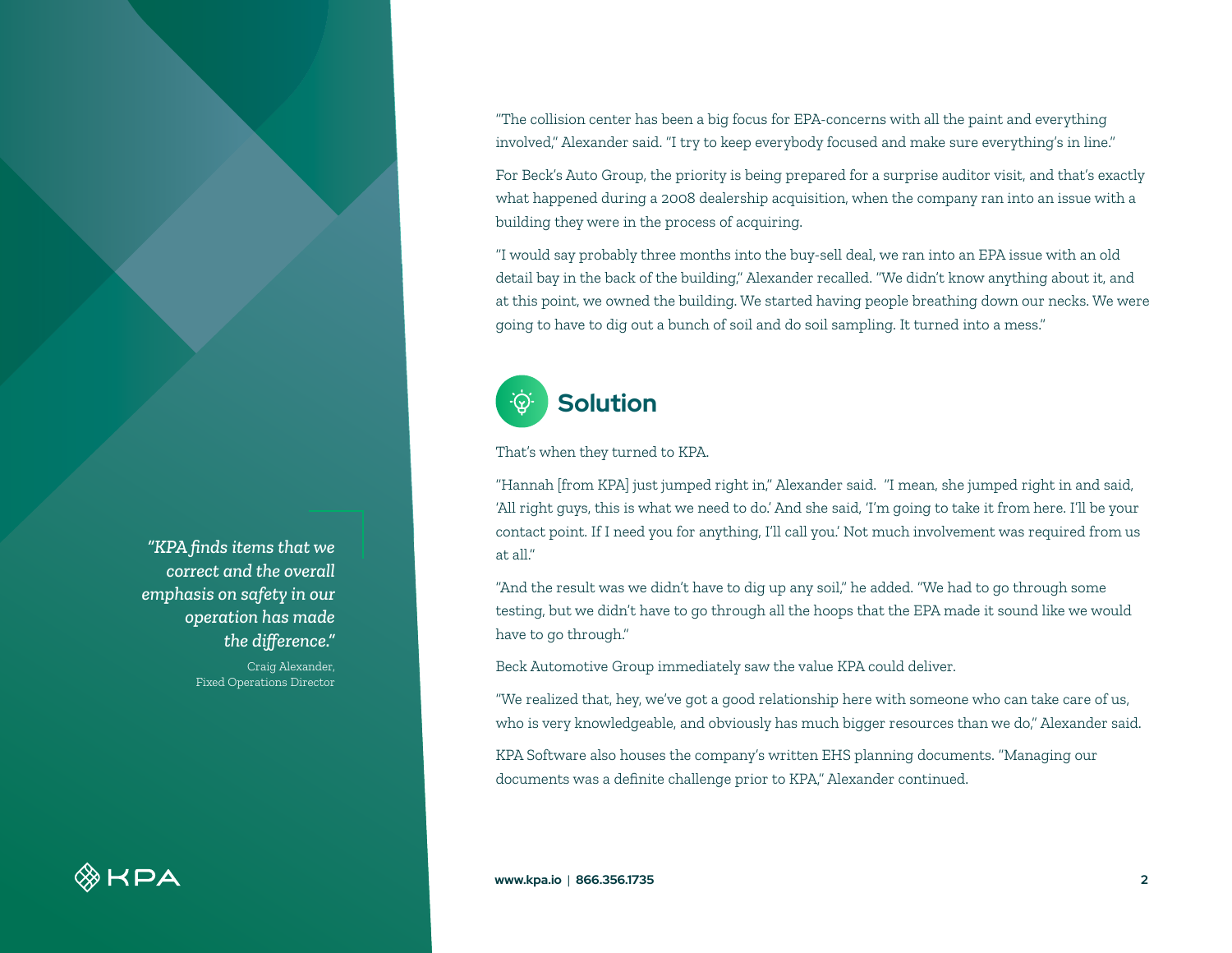"The collision center has been a big focus for EPA-concerns with all the paint and everything involved," Alexander said. "I try to keep everybody focused and make sure everything's in line."

For Beck's Auto Group, the priority is being prepared for a surprise auditor visit, and that's exactly what happened during a 2008 dealership acquisition, when the company ran into an issue with a building they were in the process of acquiring.

"I would say probably three months into the buy-sell deal, we ran into an EPA issue with an old detail bay in the back of the building," Alexander recalled. "We didn't know anything about it, and at this point, we owned the building. We started having people breathing down our necks. We were going to have to dig out a bunch of soil and do soil sampling. It turned into a mess."

## Solution

That's when they turned to KPA.

"Hannah [from KPA] just jumped right in," Alexander said. "I mean, she jumped right in and said, 'All right guys, this is what we need to do.' And she said, 'I'm going to take it from here. I'll be your contact point. If I need you for anything, I'll call you.' Not much involvement was required from us at all."

"And the result was we didn't have to dig up any soil," he added. "We had to go through some testing, but we didn't have to go through all the hoops that the EPA made it sound like we would have to go through."

Beck Automotive Group immediately saw the value KPA could deliver.

"We realized that, hey, we've got a good relationship here with someone who can take care of us, who is very knowledgeable, and obviously has much bigger resources than we do," Alexander said.

KPA Software also houses the company's written EHS planning documents. "Managing our documents was a definite challenge prior to KPA," Alexander continued.

> *"KPA finds items that we correct and the overall emphasis on safety in our operation has made the difference."*
>
> Craig Alexander,
> Fixed Operations Director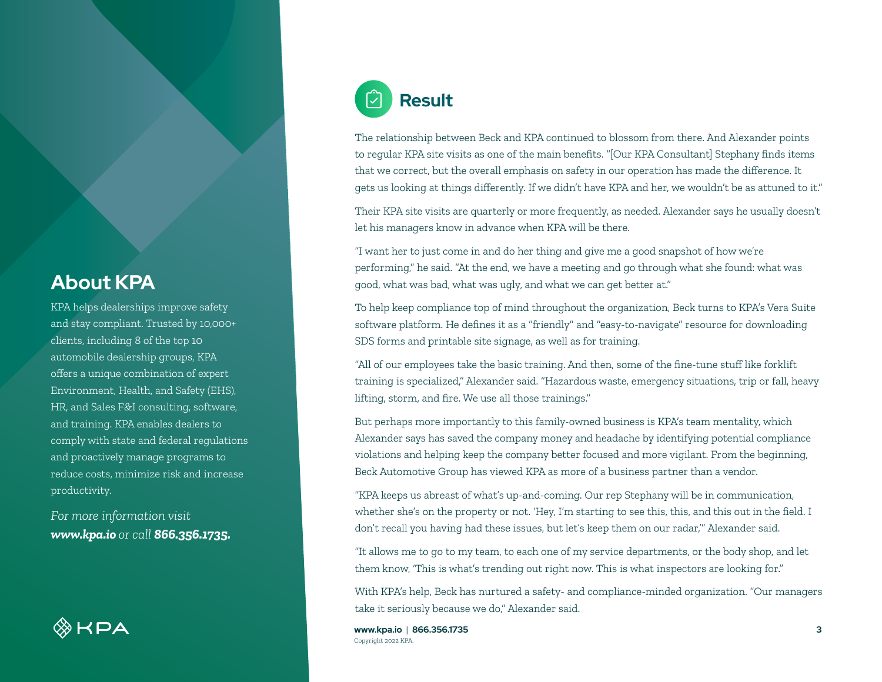## About KPA

KPA helps dealerships improve safety and stay compliant. Trusted by 10,000+ clients, including 8 of the top 10 automobile dealership groups, KPA offers a unique combination of expert Environment, Health, and Safety (EHS), HR, and Sales F&I consulting, software, and training. KPA enables dealers to comply with state and federal regulations and proactively manage programs to reduce costs, minimize risk and increase productivity.

*For more information visit **www.kpa.io** or call **866.356.1735.***

KPA

## Result

The relationship between Beck and KPA continued to blossom from there. And Alexander points to regular KPA site visits as one of the main benefits. "[Our KPA Consultant] Stephany finds items that we correct, but the overall emphasis on safety in our operation has made the difference. It gets us looking at things differently. If we didn't have KPA and her, we wouldn't be as attuned to it."

Their KPA site visits are quarterly or more frequently, as needed. Alexander says he usually doesn't let his managers know in advance when KPA will be there.

"I want her to just come in and do her thing and give me a good snapshot of how we're performing," he said. "At the end, we have a meeting and go through what she found: what was good, what was bad, what was ugly, and what we can get better at."

To help keep compliance top of mind throughout the organization, Beck turns to KPA's Vera Suite software platform. He defines it as a "friendly" and "easy-to-navigate" resource for downloading SDS forms and printable site signage, as well as for training.

"All of our employees take the basic training. And then, some of the fine-tune stuff like forklift training is specialized," Alexander said. "Hazardous waste, emergency situations, trip or fall, heavy lifting, storm, and fire. We use all those trainings."

But perhaps more importantly to this family-owned business is KPA's team mentality, which Alexander says has saved the company money and headache by identifying potential compliance violations and helping keep the company better focused and more vigilant. From the beginning, Beck Automotive Group has viewed KPA as more of a business partner than a vendor.

"KPA keeps us abreast of what's up-and-coming. Our rep Stephany will be in communication, whether she's on the property or not. 'Hey, I'm starting to see this, this, and this out in the field. I don't recall you having had these issues, but let's keep them on our radar,'" Alexander said.

"It allows me to go to my team, to each one of my service departments, or the body shop, and let them know, 'This is what's trending out right now. This is what inspectors are looking for.'"

With KPA's help, Beck has nurtured a safety- and compliance-minded organization. "Our managers take it seriously because we do," Alexander said.

Copyright 2022 KPA.